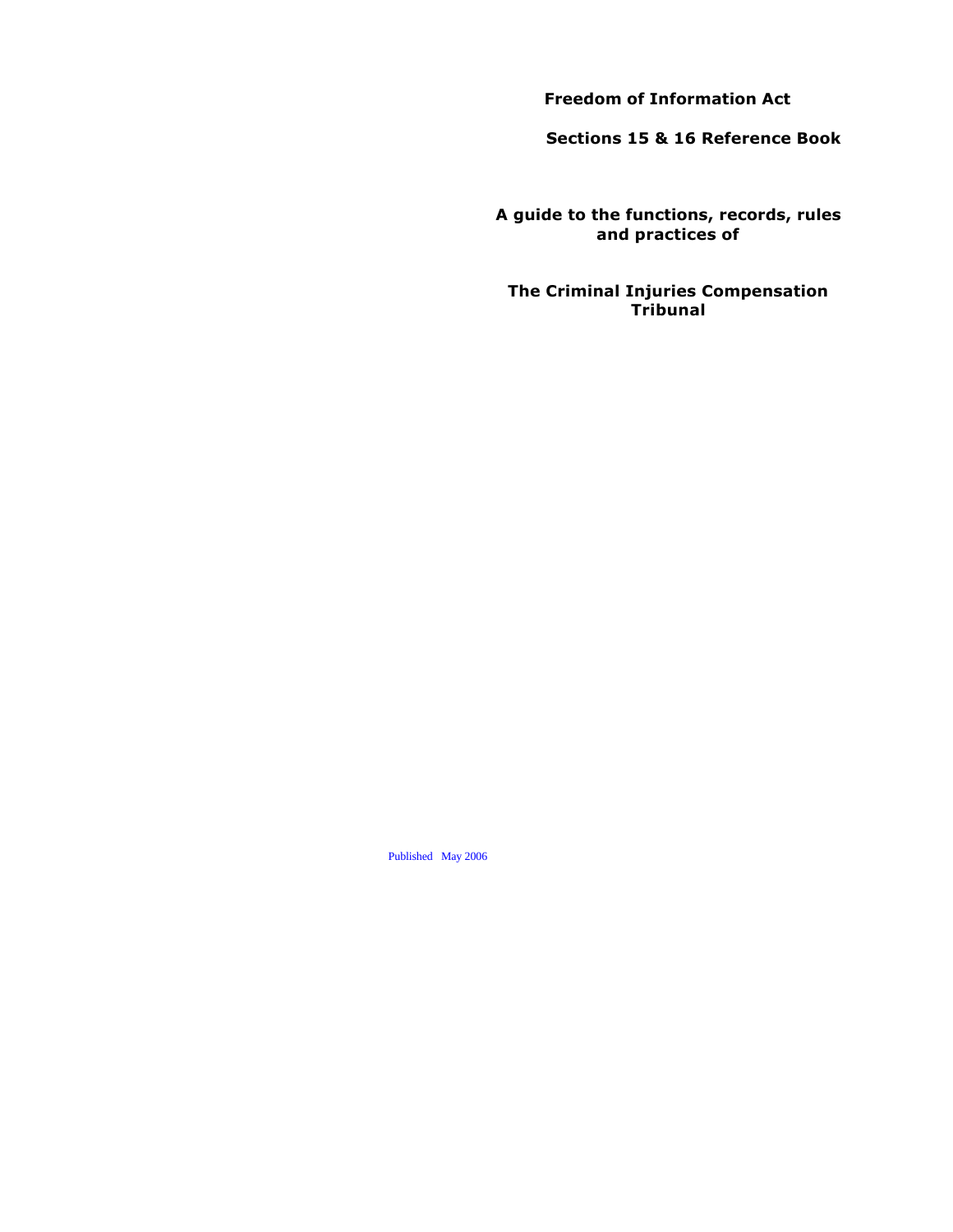# Freedom of Information Act

## Sections 15 & 16 Reference Book

**A guide to the functions, records, rules and practices of**

**The Criminal Injuries Compensation Tribunal**

Published May 2006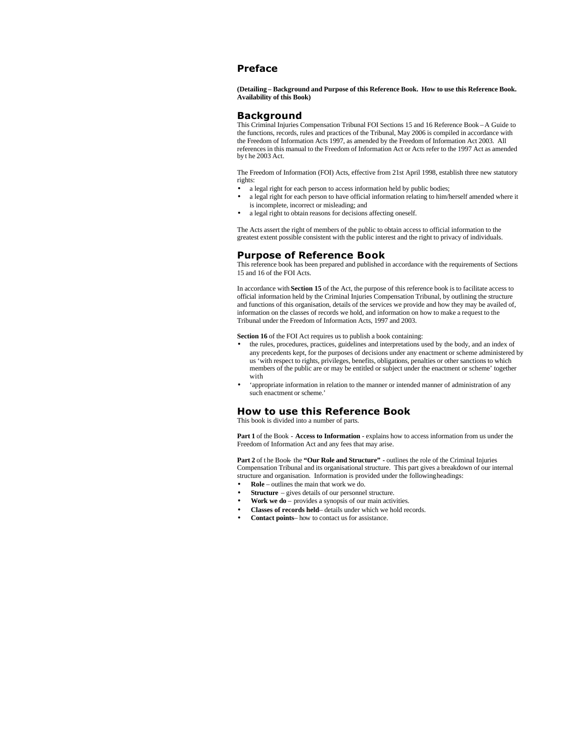## Preface

**(Detailing – Background and Purpose of this Reference Book. How to use this Reference Book. Availability of this Book)**

## Background

This Criminal Injuries Compensation Tribunal FOI Sections 15 and 16 Reference Book – A Guide to the functions, records, rules and practices of the Tribunal, May 2006 is compiled in accordance with the Freedom of Information Acts 1997, as amended by the Freedom of Information Act 2003. All references in this manual to the Freedom of Information Act or Acts refer to the 1997 Act as amended by the 2003 Act.

The Freedom of Information (FOI) Acts, effective from 21st April 1998, establish three new statutory rights:

- a legal right for each person to access information held by public bodies;
- a legal right for each person to have official information relating to him/herself amended where it is incomplete, incorrect or misleading; and
- a legal right to obtain reasons for decisions affecting oneself.

The Acts assert the right of members of the public to obtain access to official information to the greatest extent possible consistent with the public interest and the right to privacy of individuals.

## Purpose of Reference Book

This reference book has been prepared and published in accordance with the requirements of Sections 15 and 16 of the FOI Acts.

In accordance with **Section 15** of the Act, the purpose of this reference book is to facilitate access to official information held by the Criminal Injuries Compensation Tribunal, by outlining the structure and functions of this organisation, details of the services we provide and how they may be availed of, information on the classes of records we hold, and information on how to make a request to the Tribunal under the Freedom of Information Acts, 1997 and 2003.

**Section 16** of the FOI Act requires us to publish a book containing:

- the rules, procedures, practices, guidelines and interpretations used by the body, and an index of any precedents kept, for the purposes of decisions under any enactment or scheme administered by us 'with respect to rights, privileges, benefits, obligations, penalties or other sanctions to which members of the public are or may be entitled or subject under the enactment or scheme' together with
- 'appropriate information in relation to the manner or intended manner of administration of any such enactment or scheme.'

## How to use this Reference Book

This book is divided into a number of parts.

**Part 1** of the Book - **Access to Information** - explains how to access information from us under the Freedom of Information Act and any fees that may arise.

**Part 2** of the Book - the **"Our Role and Structure" -** outlines the role of the Criminal Injuries Compensation Tribunal and its organisational structure. This part gives a breakdown of our internal structure and organisation. Information is provided under the following headings:

- **Role** – outlines the main that work we do.
- **Structure** – gives details of our personnel structure.
- **Work we do** – provides a synopsis of our main activities.
- **Classes of records held** – details under which we hold records.
- **Contact points** – how to contact us for assistance.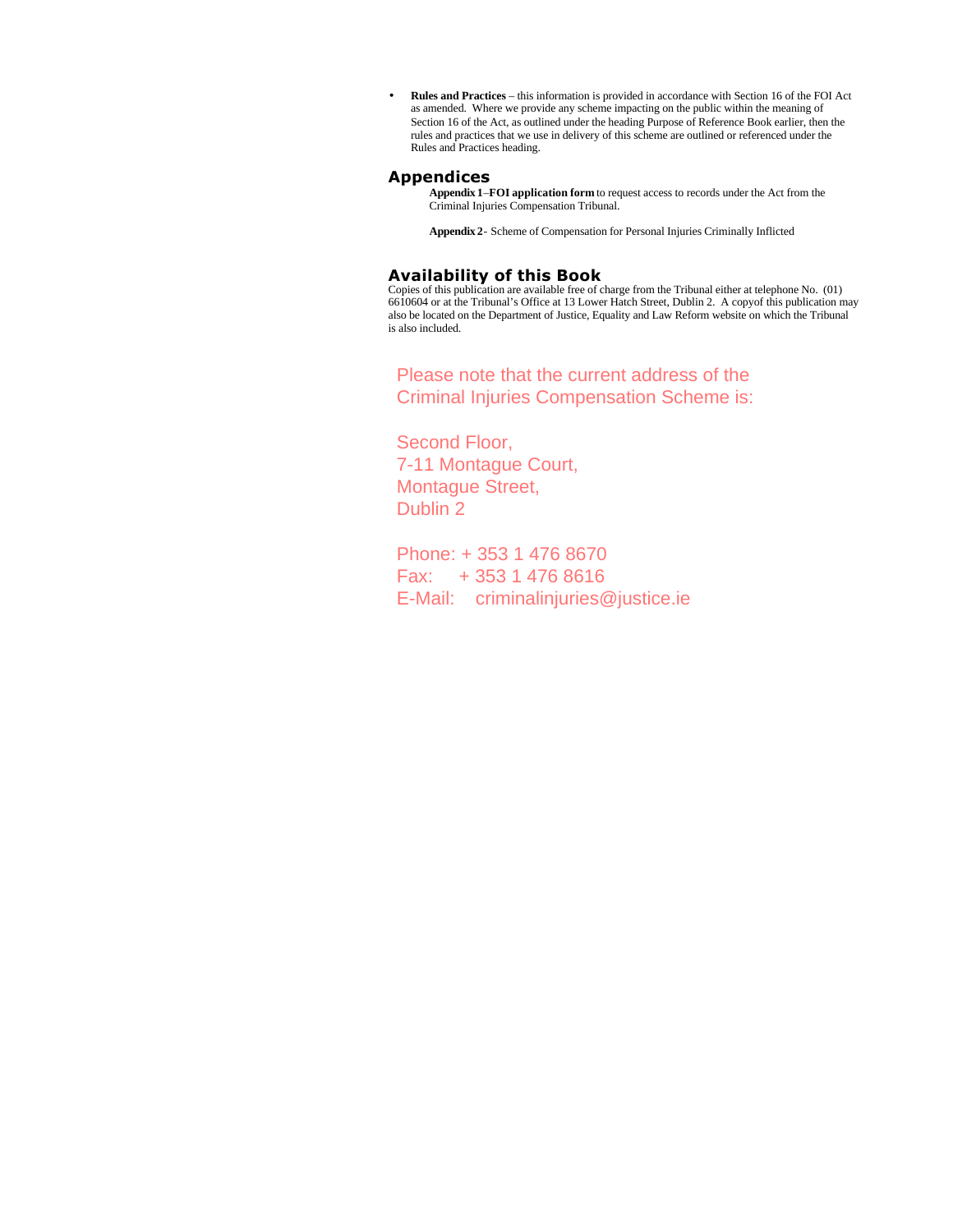- **Rules and Practices** – this information is provided in accordance with Section 16 of the FOI Act as amended. Where we provide any scheme impacting on the public within the meaning of Section 16 of the Act, as outlined under the heading Purpose of Reference Book earlier, then the rules and practices that we use in delivery of this scheme are outlined or referenced under the Rules and Practices heading.

## Appendices

**Appendix 1**–**FOI application form** to request access to records under the Act from the Criminal Injuries Compensation Tribunal.

**Appendix 2**- Scheme of Compensation for Personal Injuries Criminally Inflicted

## Availability of this Book

Copies of this publication are available free of charge from the Tribunal either at telephone No. (01) 6610604 or at the Tribunal's Office at 13 Lower Hatch Street, Dublin 2. A copyof this publication may also be located on the Department of Justice, Equality and Law Reform website on which the Tribunal is also included.

Please note that the current address of the Criminal Injuries Compensation Scheme is:

Second Floor,
7-11 Montague Court,
Montague Street,
Dublin 2

Phone: + 353 1 476 8670
Fax: + 353 1 476 8616
E-Mail: criminalinjuries@justice.ie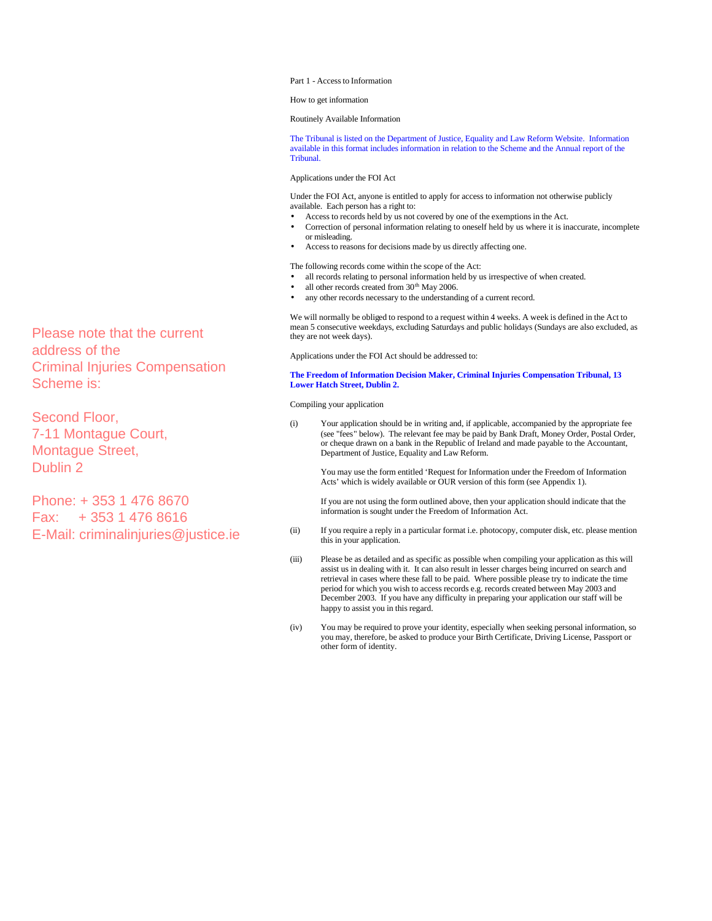Please note that the current address of the Criminal Injuries Compensation Scheme is:

Second Floor,
7-11 Montague Court,
Montague Street,
Dublin 2

Phone: + 353 1 476 8670
Fax: + 353 1 476 8616
E-Mail: criminalinjuries@justice.ie

## Part 1 - Access to Information

### How to get information

#### Routinely Available Information

The Tribunal is listed on the Department of Justice, Equality and Law Reform Website. Information available in this format includes information in relation to the Scheme and the Annual report of the Tribunal.

#### Applications under the FOI Act

Under the FOI Act, anyone is entitled to apply for access to information not otherwise publicly available. Each person has a right to:

- Access to records held by us not covered by one of the exemptions in the Act.
- Correction of personal information relating to oneself held by us where it is inaccurate, incomplete or misleading.
- Access to reasons for decisions made by us directly affecting one.

The following records come within the scope of the Act:

- all records relating to personal information held by us irrespective of when created.
- all other records created from 30th May 2006.
- any other records necessary to the understanding of a current record.

We will normally be obliged to respond to a request within 4 weeks. A week is defined in the Act to mean 5 consecutive weekdays, excluding Saturdays and public holidays (Sundays are also excluded, as they are not week days).

Applications under the FOI Act should be addressed to:

**The Freedom of Information Decision Maker, Criminal Injuries Compensation Tribunal, 13 Lower Hatch Street, Dublin 2.**

#### Compiling your application

(i) Your application should be in writing and, if applicable, accompanied by the appropriate fee (see "fees" below). The relevant fee may be paid by Bank Draft, Money Order, Postal Order, or cheque drawn on a bank in the Republic of Ireland and made payable to the Accountant, Department of Justice, Equality and Law Reform.

You may use the form entitled 'Request for Information under the Freedom of Information Acts' which is widely available or OUR version of this form (see Appendix 1).

If you are not using the form outlined above, then your application should indicate that the information is sought under the Freedom of Information Act.

(ii) If you require a reply in a particular format i.e. photocopy, computer disk, etc. please mention this in your application.

(iii) Please be as detailed and as specific as possible when compiling your application as this will assist us in dealing with it. It can also result in lesser charges being incurred on search and retrieval in cases where these fall to be paid. Where possible please try to indicate the time period for which you wish to access records e.g. records created between May 2003 and December 2003. If you have any difficulty in preparing your application our staff will be happy to assist you in this regard.

(iv) You may be required to prove your identity, especially when seeking personal information, so you may, therefore, be asked to produce your Birth Certificate, Driving License, Passport or other form of identity.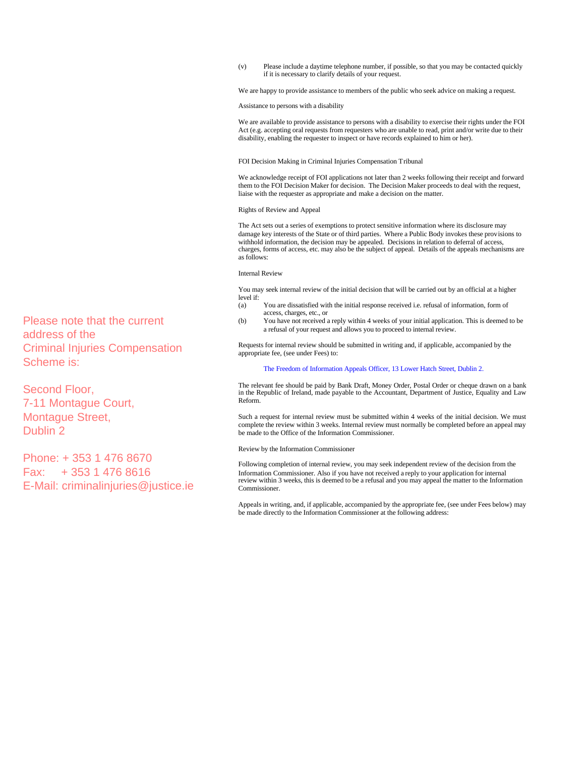Please note that the current address of the Criminal Injuries Compensation Scheme is:

Second Floor,
7-11 Montague Court,
Montague Street,
Dublin 2

Phone: + 353 1 476 8670
Fax: + 353 1 476 8616
E-Mail: criminalinjuries@justice.ie

(v) Please include a daytime telephone number, if possible, so that you may be contacted quickly if it is necessary to clarify details of your request.

We are happy to provide assistance to members of the public who seek advice on making a request.

Assistance to persons with a disability

We are available to provide assistance to persons with a disability to exercise their rights under the FOI Act (e.g. accepting oral requests from requesters who are unable to read, print and/or write due to their disability, enabling the requester to inspect or have records explained to him or her).

FOI Decision Making in Criminal Injuries Compensation Tribunal

We acknowledge receipt of FOI applications not later than 2 weeks following their receipt and forward them to the FOI Decision Maker for decision. The Decision Maker proceeds to deal with the request, liaise with the requester as appropriate and make a decision on the matter.

Rights of Review and Appeal

The Act sets out a series of exemptions to protect sensitive information where its disclosure may damage key interests of the State or of third parties. Where a Public Body invokes these provisions to withhold information, the decision may be appealed. Decisions in relation to deferral of access, charges, forms of access, etc. may also be the subject of appeal. Details of the appeals mechanisms are as follows:

Internal Review

You may seek internal review of the initial decision that will be carried out by an official at a higher level if:

(a) You are dissatisfied with the initial response received i.e. refusal of information, form of access, charges, etc., or
(b) You have not received a reply within 4 weeks of your initial application. This is deemed to be a refusal of your request and allows you to proceed to internal review.

Requests for internal review should be submitted in writing and, if applicable, accompanied by the appropriate fee, (see under Fees) to:

The Freedom of Information Appeals Officer, 13 Lower Hatch Street, Dublin 2.

The relevant fee should be paid by Bank Draft, Money Order, Postal Order or cheque drawn on a bank in the Republic of Ireland, made payable to the Accountant, Department of Justice, Equality and Law Reform.

Such a request for internal review must be submitted within 4 weeks of the initial decision. We must complete the review within 3 weeks. Internal review must normally be completed before an appeal may be made to the Office of the Information Commissioner.

Review by the Information Commissioner

Following completion of internal review, you may seek independent review of the decision from the Information Commissioner. Also if you have not received a reply to your application for internal review within 3 weeks, this is deemed to be a refusal and you may appeal the matter to the Information Commissioner.

Appeals in writing, and, if applicable, accompanied by the appropriate fee, (see under Fees below) may be made directly to the Information Commissioner at the following address: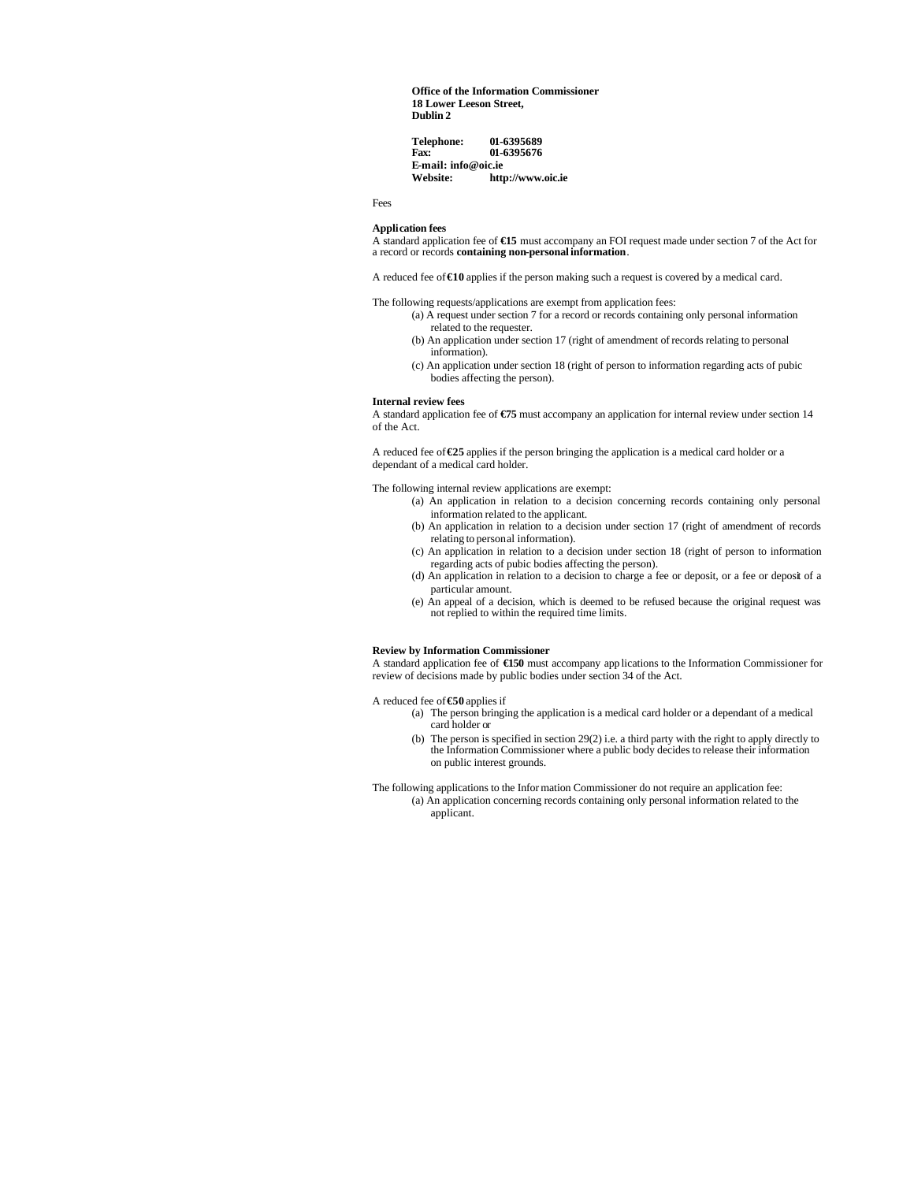**Office of the Information Commissioner**
**18 Lower Leeson Street,**
**Dublin 2**

**Telephone:** **01-6395689**
**Fax:** **01-6395676**
**E-mail: info@oic.ie**
**Website:** **http://www.oic.ie**

Fees

**Application fees**

A standard application fee of **€15** must accompany an FOI request made under section 7 of the Act for a record or records **containing non-personal information**.

A reduced fee of **€10** applies if the person making such a request is covered by a medical card.

The following requests/applications are exempt from application fees:

(a) A request under section 7 for a record or records containing only personal information related to the requester.
(b) An application under section 17 (right of amendment of records relating to personal information).
(c) An application under section 18 (right of person to information regarding acts of pubic bodies affecting the person).

**Internal review fees**

A standard application fee of **€75** must accompany an application for internal review under section 14 of the Act.

A reduced fee of **€25** applies if the person bringing the application is a medical card holder or a dependant of a medical card holder.

The following internal review applications are exempt:

(a) An application in relation to a decision concerning records containing only personal information related to the applicant.
(b) An application in relation to a decision under section 17 (right of amendment of records relating to personal information).
(c) An application in relation to a decision under section 18 (right of person to information regarding acts of pubic bodies affecting the person).
(d) An application in relation to a decision to charge a fee or deposit, or a fee or deposit of a particular amount.
(e) An appeal of a decision, which is deemed to be refused because the original request was not replied to within the required time limits.

**Review by Information Commissioner**

A standard application fee of **€150** must accompany applications to the Information Commissioner for review of decisions made by public bodies under section 34 of the Act.

A reduced fee of **€50** applies if

(a) The person bringing the application is a medical card holder or a dependant of a medical card holder or
(b) The person is specified in section 29(2) i.e. a third party with the right to apply directly to the Information Commissioner where a public body decides to release their information on public interest grounds.

The following applications to the Information Commissioner do not require an application fee:

(a) An application concerning records containing only personal information related to the applicant.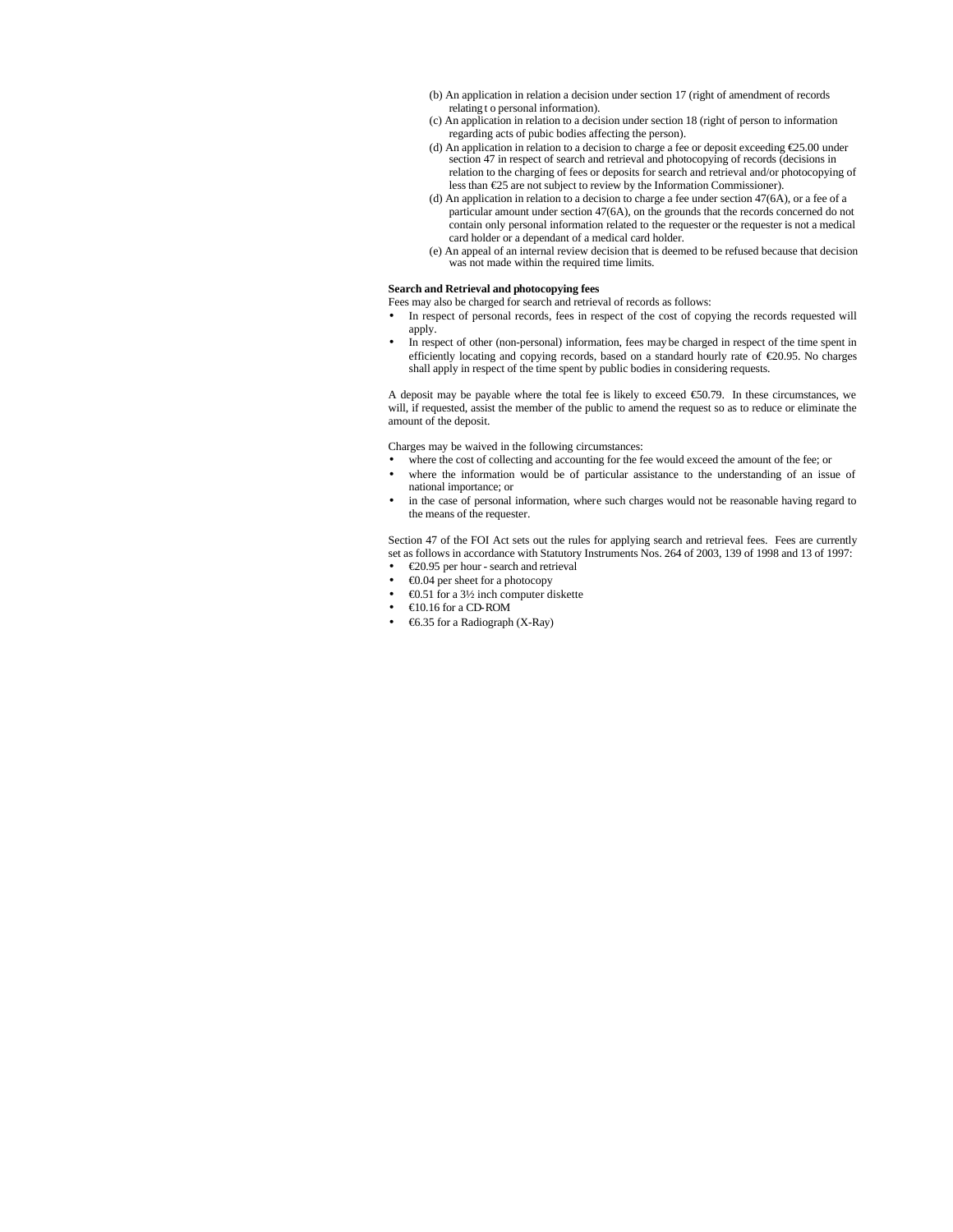(b) An application in relation a decision under section 17 (right of amendment of records relating t o personal information).

(c) An application in relation to a decision under section 18 (right of person to information regarding acts of pubic bodies affecting the person).

(d) An application in relation to a decision to charge a fee or deposit exceeding €25.00 under section 47 in respect of search and retrieval and photocopying of records (decisions in relation to the charging of fees or deposits for search and retrieval and/or photocopying of less than €25 are not subject to review by the Information Commissioner).

(d) An application in relation to a decision to charge a fee under section 47(6A), or a fee of a particular amount under section 47(6A), on the grounds that the records concerned do not contain only personal information related to the requester or the requester is not a medical card holder or a dependant of a medical card holder.

(e) An appeal of an internal review decision that is deemed to be refused because that decision was not made within the required time limits.

**Search and Retrieval and photocopying fees**

Fees may also be charged for search and retrieval of records as follows:

- In respect of personal records, fees in respect of the cost of copying the records requested will apply.
- In respect of other (non-personal) information, fees may be charged in respect of the time spent in efficiently locating and copying records, based on a standard hourly rate of €20.95. No charges shall apply in respect of the time spent by public bodies in considering requests.

A deposit may be payable where the total fee is likely to exceed €50.79. In these circumstances, we will, if requested, assist the member of the public to amend the request so as to reduce or eliminate the amount of the deposit.

Charges may be waived in the following circumstances:

- where the cost of collecting and accounting for the fee would exceed the amount of the fee; or
- where the information would be of particular assistance to the understanding of an issue of national importance; or
- in the case of personal information, where such charges would not be reasonable having regard to the means of the requester.

Section 47 of the FOI Act sets out the rules for applying search and retrieval fees. Fees are currently set as follows in accordance with Statutory Instruments Nos. 264 of 2003, 139 of 1998 and 13 of 1997:

- €20.95 per hour - search and retrieval
- €0.04 per sheet for a photocopy
- €0.51 for a 3½ inch computer diskette
- €10.16 for a CD-ROM
- €6.35 for a Radiograph (X-Ray)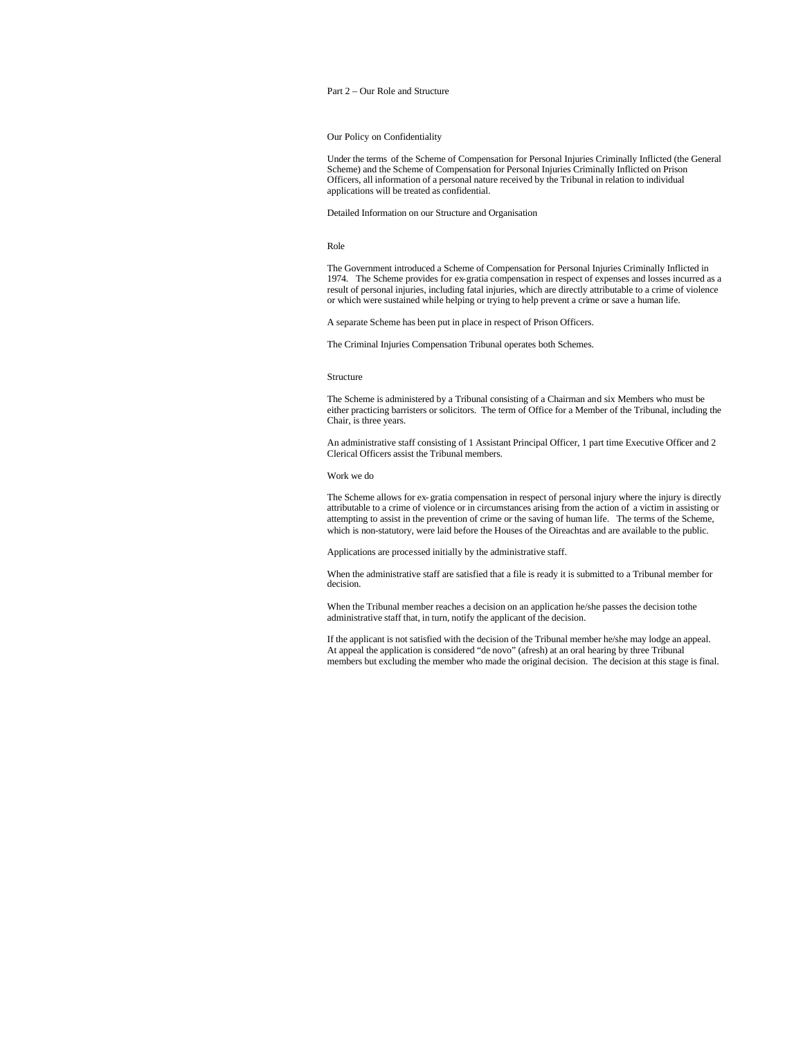## Part 2 – Our Role and Structure

### Our Policy on Confidentiality

Under the terms of the Scheme of Compensation for Personal Injuries Criminally Inflicted (the General Scheme) and the Scheme of Compensation for Personal Injuries Criminally Inflicted on Prison Officers, all information of a personal nature received by the Tribunal in relation to individual applications will be treated as confidential.

### Detailed Information on our Structure and Organisation

#### Role

The Government introduced a Scheme of Compensation for Personal Injuries Criminally Inflicted in 1974. The Scheme provides for ex-gratia compensation in respect of expenses and losses incurred as a result of personal injuries, including fatal injuries, which are directly attributable to a crime of violence or which were sustained while helping or trying to help prevent a crime or save a human life.

A separate Scheme has been put in place in respect of Prison Officers.

The Criminal Injuries Compensation Tribunal operates both Schemes.

#### Structure

The Scheme is administered by a Tribunal consisting of a Chairman and six Members who must be either practicing barristers or solicitors. The term of Office for a Member of the Tribunal, including the Chair, is three years.

An administrative staff consisting of 1 Assistant Principal Officer, 1 part time Executive Officer and 2 Clerical Officers assist the Tribunal members.

#### Work we do

The Scheme allows for ex-gratia compensation in respect of personal injury where the injury is directly attributable to a crime of violence or in circumstances arising from the action of a victim in assisting or attempting to assist in the prevention of crime or the saving of human life. The terms of the Scheme, which is non-statutory, were laid before the Houses of the Oireachtas and are available to the public.

Applications are processed initially by the administrative staff.

When the administrative staff are satisfied that a file is ready it is submitted to a Tribunal member for decision.

When the Tribunal member reaches a decision on an application he/she passes the decision tothe administrative staff that, in turn, notify the applicant of the decision.

If the applicant is not satisfied with the decision of the Tribunal member he/she may lodge an appeal. At appeal the application is considered "de novo" (afresh) at an oral hearing by three Tribunal members but excluding the member who made the original decision. The decision at this stage is final.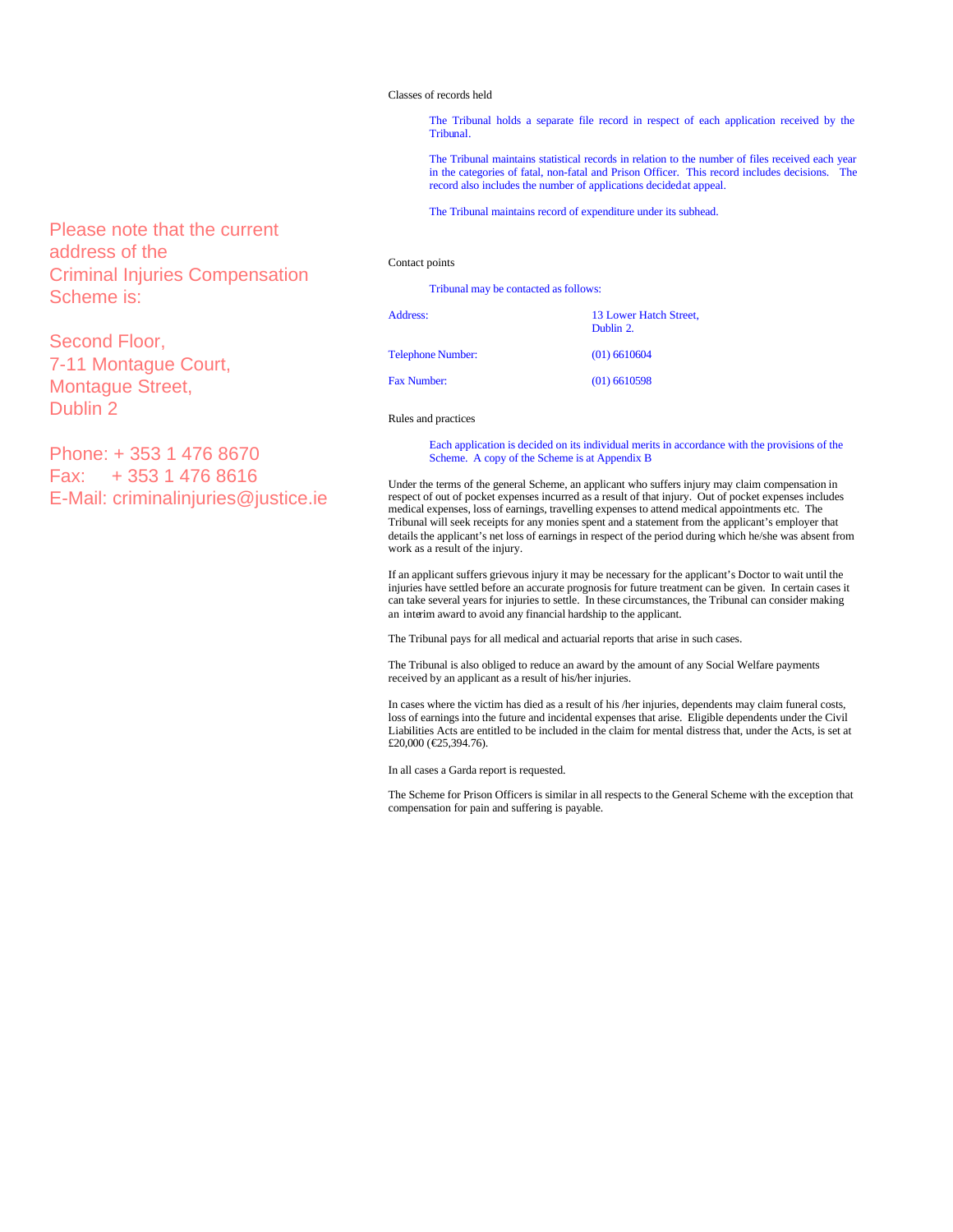Please note that the current address of the Criminal Injuries Compensation Scheme is:

Second Floor,
7-11 Montague Court,
Montague Street,
Dublin 2

Phone: + 353 1 476 8670
Fax: + 353 1 476 8616
E-Mail: criminalinjuries@justice.ie

Classes of records held

The Tribunal holds a separate file record in respect of each application received by the Tribunal.

The Tribunal maintains statistical records in relation to the number of files received each year in the categories of fatal, non-fatal and Prison Officer. This record includes decisions. The record also includes the number of applications decided at appeal.

The Tribunal maintains record of expenditure under its subhead.

Contact points

Tribunal may be contacted as follows:

| | |
|---|---|
| Address: | 13 Lower Hatch Street, Dublin 2. |
| Telephone Number: | (01) 6610604 |
| Fax Number: | (01) 6610598 |

Rules and practices

Each application is decided on its individual merits in accordance with the provisions of the Scheme. A copy of the Scheme is at Appendix B

Under the terms of the general Scheme, an applicant who suffers injury may claim compensation in respect of out of pocket expenses incurred as a result of that injury. Out of pocket expenses includes medical expenses, loss of earnings, travelling expenses to attend medical appointments etc. The Tribunal will seek receipts for any monies spent and a statement from the applicant's employer that details the applicant's net loss of earnings in respect of the period during which he/she was absent from work as a result of the injury.

If an applicant suffers grievous injury it may be necessary for the applicant's Doctor to wait until the injuries have settled before an accurate prognosis for future treatment can be given. In certain cases it can take several years for injuries to settle. In these circumstances, the Tribunal can consider making an interim award to avoid any financial hardship to the applicant.

The Tribunal pays for all medical and actuarial reports that arise in such cases.

The Tribunal is also obliged to reduce an award by the amount of any Social Welfare payments received by an applicant as a result of his/her injuries.

In cases where the victim has died as a result of his /her injuries, dependents may claim funeral costs, loss of earnings into the future and incidental expenses that arise. Eligible dependents under the Civil Liabilities Acts are entitled to be included in the claim for mental distress that, under the Acts, is set at £20,000 (€25,394.76).

In all cases a Garda report is requested.

The Scheme for Prison Officers is similar in all respects to the General Scheme with the exception that compensation for pain and suffering is payable.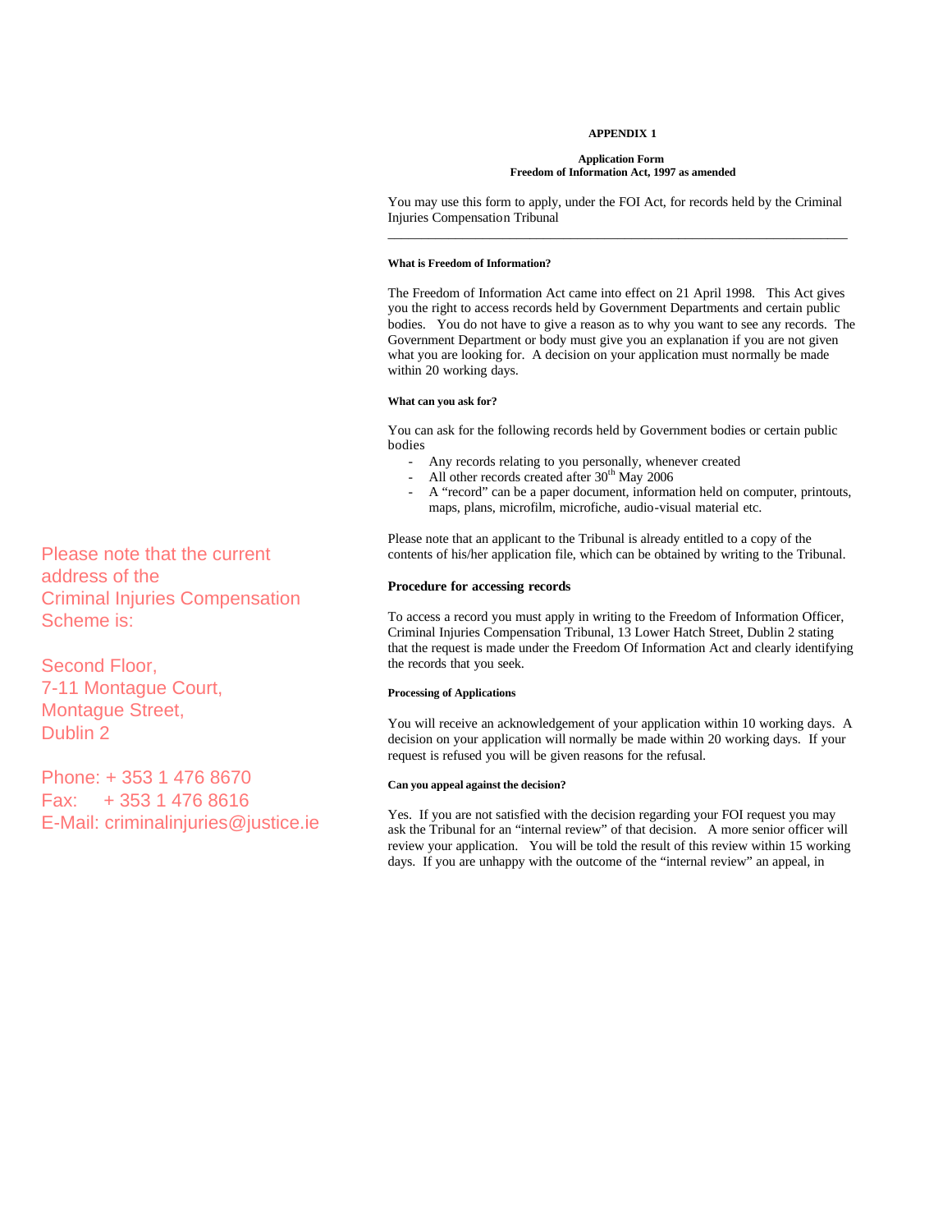**APPENDIX 1**

**Application Form**
**Freedom of Information Act, 1997 as amended**

You may use this form to apply, under the FOI Act, for records held by the Criminal Injuries Compensation Tribunal

---

**What is Freedom of Information?**

The Freedom of Information Act came into effect on 21 April 1998. This Act gives you the right to access records held by Government Departments and certain public bodies. You do not have to give a reason as to why you want to see any records. The Government Department or body must give you an explanation if you are not given what you are looking for. A decision on your application must normally be made within 20 working days.

**What can you ask for?**

You can ask for the following records held by Government bodies or certain public bodies

- Any records relating to you personally, whenever created
- All other records created after 30th May 2006
- A "record" can be a paper document, information held on computer, printouts, maps, plans, microfilm, microfiche, audio-visual material etc.

Please note that an applicant to the Tribunal is already entitled to a copy of the contents of his/her application file, which can be obtained by writing to the Tribunal.

Please note that the current address of the Criminal Injuries Compensation Scheme is:

Second Floor,
7-11 Montague Court,
Montague Street,
Dublin 2

Phone: + 353 1 476 8670
Fax: + 353 1 476 8616
E-Mail: criminalinjuries@justice.ie

**Procedure for accessing records**

To access a record you must apply in writing to the Freedom of Information Officer, Criminal Injuries Compensation Tribunal, 13 Lower Hatch Street, Dublin 2 stating that the request is made under the Freedom Of Information Act and clearly identifying the records that you seek.

**Processing of Applications**

You will receive an acknowledgement of your application within 10 working days. A decision on your application will normally be made within 20 working days. If your request is refused you will be given reasons for the refusal.

**Can you appeal against the decision?**

Yes. If you are not satisfied with the decision regarding your FOI request you may ask the Tribunal for an "internal review" of that decision. A more senior officer will review your application. You will be told the result of this review within 15 working days. If you are unhappy with the outcome of the "internal review" an appeal, in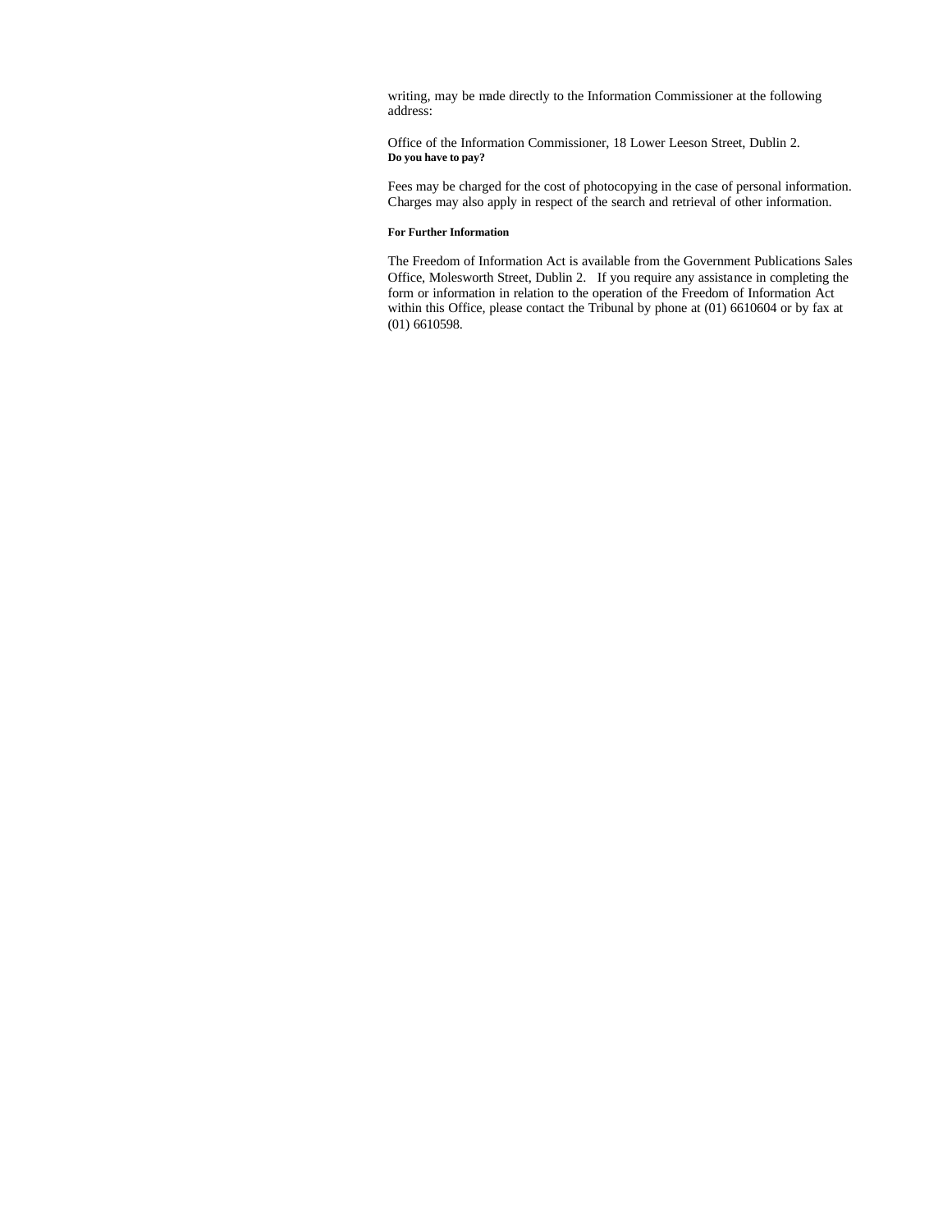writing, may be made directly to the Information Commissioner at the following address:

Office of the Information Commissioner, 18 Lower Leeson Street, Dublin 2.

**Do you have to pay?**

Fees may be charged for the cost of photocopying in the case of personal information. Charges may also apply in respect of the search and retrieval of other information.

**For Further Information**

The Freedom of Information Act is available from the Government Publications Sales Office, Molesworth Street, Dublin 2. If you require any assistance in completing the form or information in relation to the operation of the Freedom of Information Act within this Office, please contact the Tribunal by phone at (01) 6610604 or by fax at (01) 6610598.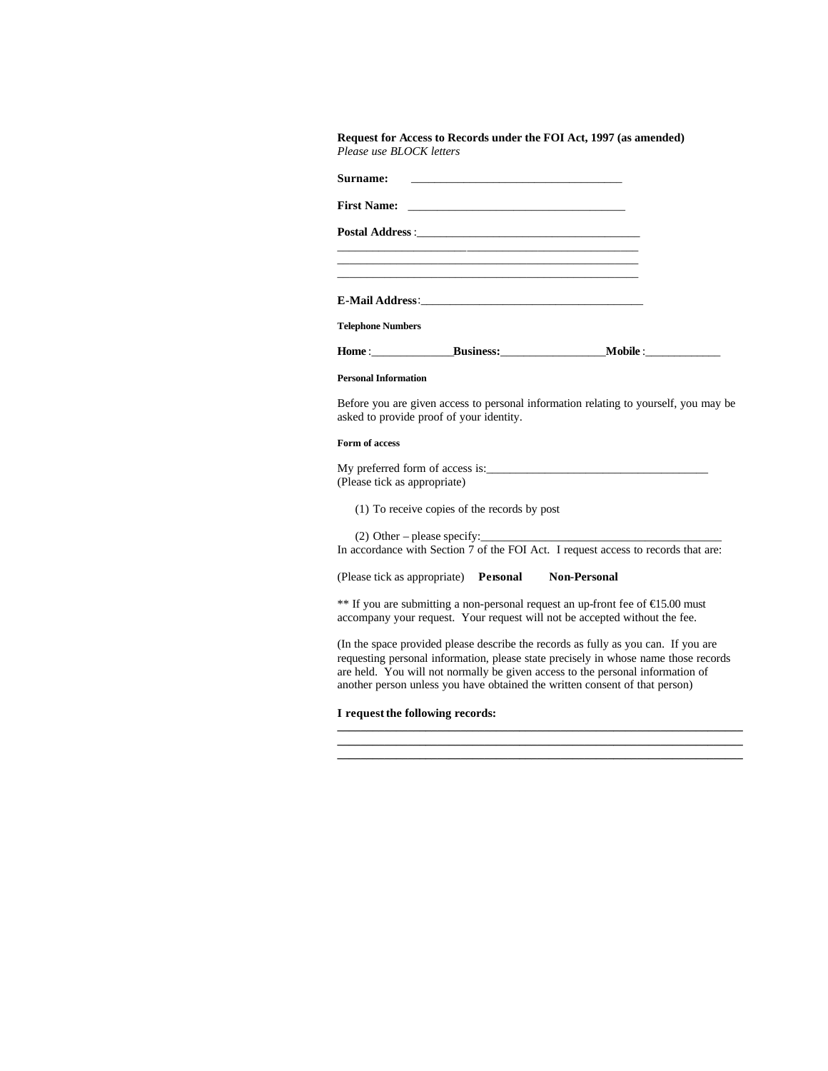**Request for Access to Records under the FOI Act, 1997 (as amended)**
*Please use BLOCK letters*

**Surname:** ___________________________________

**First Name:** ___________________________________

**Postal Address**:_____________________________________
_____________________________________________________
_____________________________________________________
_____________________________________________________

**E-Mail Address**:_____________________________________

**Telephone Numbers**

**Home**:_____________**Business:**_________________**Mobile**:____________

**Personal Information**

Before you are given access to personal information relating to yourself, you may be asked to provide proof of your identity.

**Form of access**

My preferred form of access is:_____________________________________
(Please tick as appropriate)

(1) To receive copies of the records by post

(2) Other – please specify:_________________________________________

In accordance with Section 7 of the FOI Act. I request access to records that are:

(Please tick as appropriate) **Personal** **Non-Personal**

** If you are submitting a non-personal request an up-front fee of €15.00 must accompany your request. Your request will not be accepted without the fee.

(In the space provided please describe the records as fully as you can. If you are requesting personal information, please state precisely in whose name those records are held. You will not normally be given access to the personal information of another person unless you have obtained the written consent of that person)

**I request the following records:**
_____________________________________________________________________
_____________________________________________________________________
_____________________________________________________________________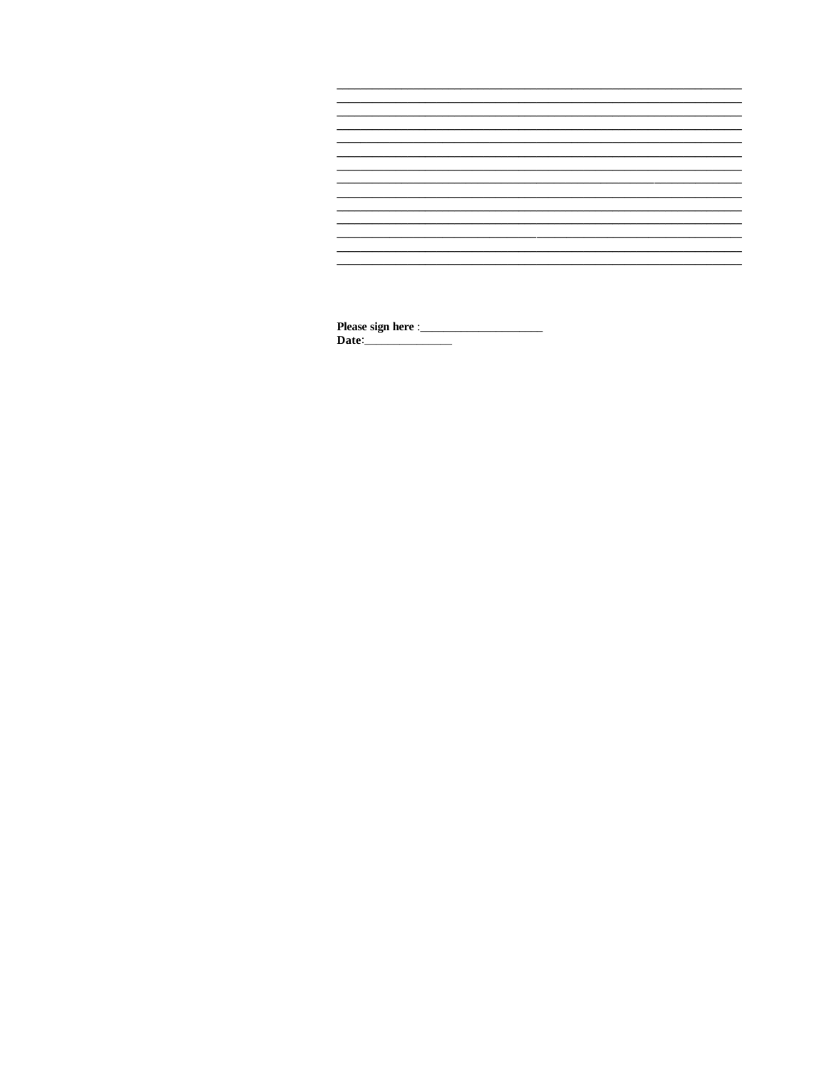______________________________________________________________
______________________________________________________________
______________________________________________________________
______________________________________________________________
______________________________________________________________
______________________________________________________________
______________________________________________________________
______________________________________________________________
______________________________________________________________
______________________________________________________________
______________________________________________________________
______________________________________________________________
______________________________________________________________
______________________________________________________________

**Please sign here** :_____________________
**Date**:_______________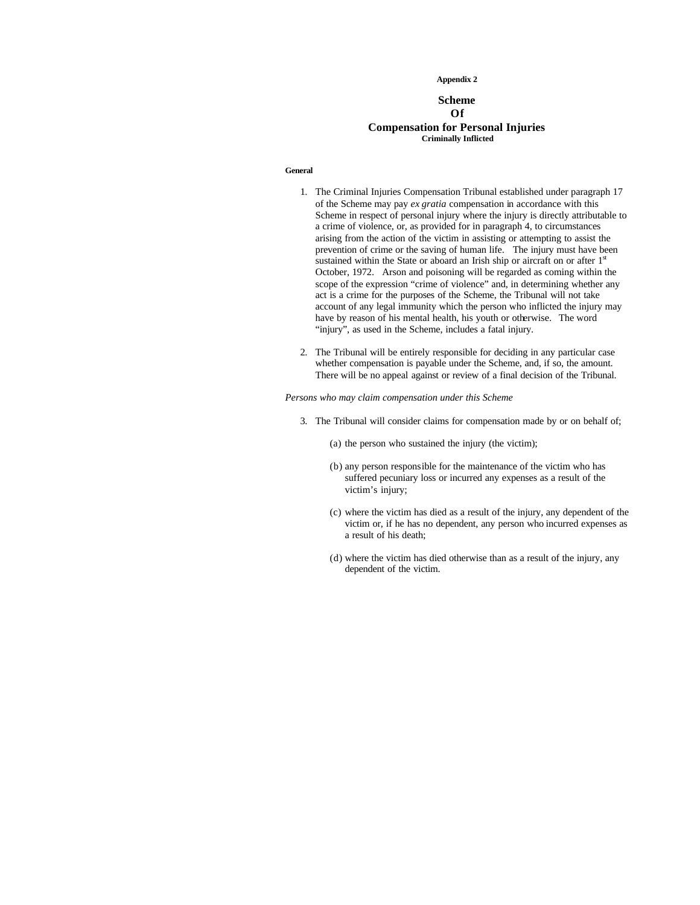**Appendix 2**

# Scheme
# Of
# Compensation for Personal Injuries

**Criminally Inflicted**

**General**

1. The Criminal Injuries Compensation Tribunal established under paragraph 17 of the Scheme may pay *ex gratia* compensation in accordance with this Scheme in respect of personal injury where the injury is directly attributable to a crime of violence, or, as provided for in paragraph 4, to circumstances arising from the action of the victim in assisting or attempting to assist the prevention of crime or the saving of human life. The injury must have been sustained within the State or aboard an Irish ship or aircraft on or after 1st October, 1972. Arson and poisoning will be regarded as coming within the scope of the expression "crime of violence" and, in determining whether any act is a crime for the purposes of the Scheme, the Tribunal will not take account of any legal immunity which the person who inflicted the injury may have by reason of his mental health, his youth or otherwise. The word "injury", as used in the Scheme, includes a fatal injury.

2. The Tribunal will be entirely responsible for deciding in any particular case whether compensation is payable under the Scheme, and, if so, the amount. There will be no appeal against or review of a final decision of the Tribunal.

*Persons who may claim compensation under this Scheme*

3. The Tribunal will consider claims for compensation made by or on behalf of;

   (a) the person who sustained the injury (the victim);

   (b) any person responsible for the maintenance of the victim who has suffered pecuniary loss or incurred any expenses as a result of the victim's injury;

   (c) where the victim has died as a result of the injury, any dependent of the victim or, if he has no dependent, any person who incurred expenses as a result of his death;

   (d) where the victim has died otherwise than as a result of the injury, any dependent of the victim.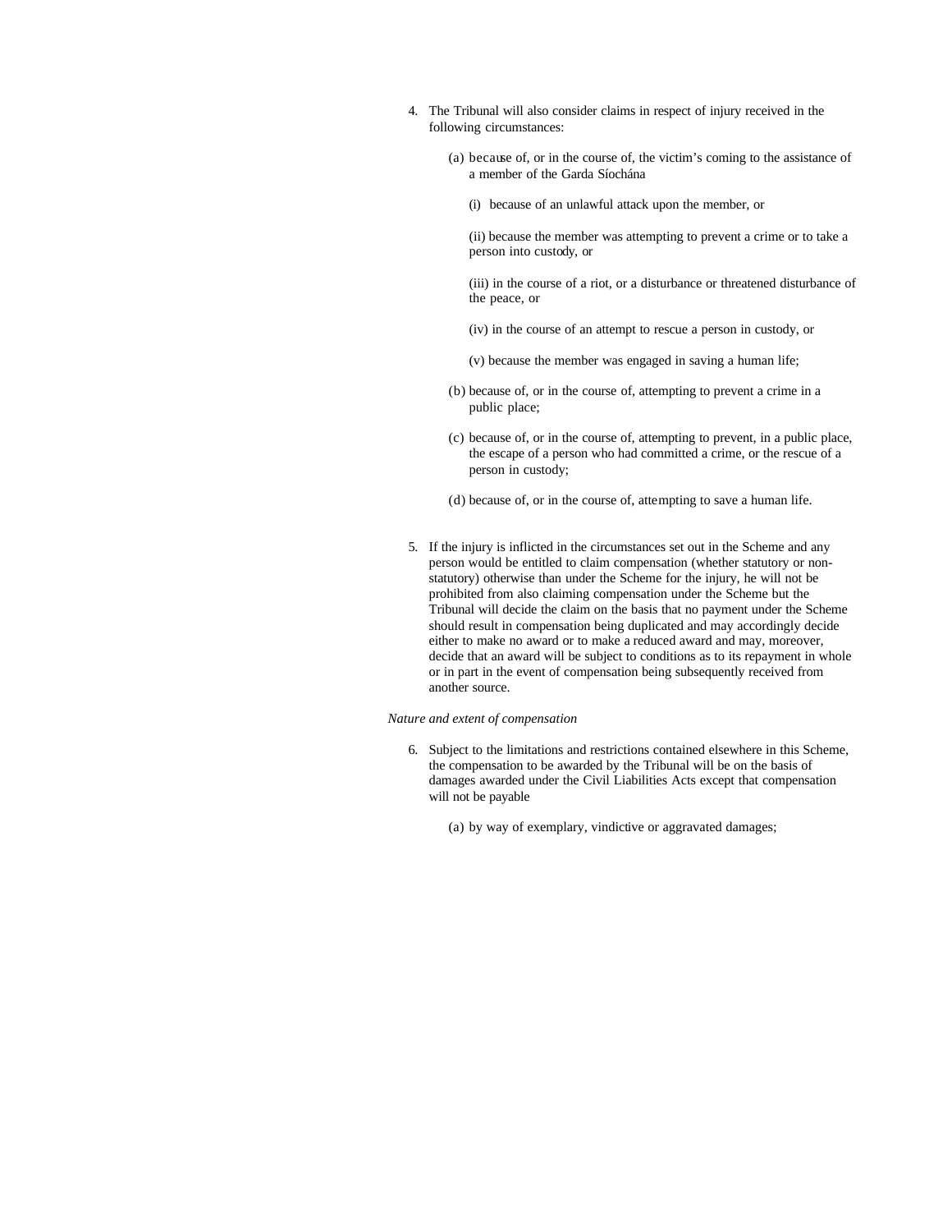4. The Tribunal will also consider claims in respect of injury received in the following circumstances:

   (a) because of, or in the course of, the victim's coming to the assistance of a member of the Garda Síochána

   (i) because of an unlawful attack upon the member, or

   (ii) because the member was attempting to prevent a crime or to take a person into custody, or

   (iii) in the course of a riot, or a disturbance or threatened disturbance of the peace, or

   (iv) in the course of an attempt to rescue a person in custody, or

   (v) because the member was engaged in saving a human life;

   (b) because of, or in the course of, attempting to prevent a crime in a public place;

   (c) because of, or in the course of, attempting to prevent, in a public place, the escape of a person who had committed a crime, or the rescue of a person in custody;

   (d) because of, or in the course of, attempting to save a human life.

5. If the injury is inflicted in the circumstances set out in the Scheme and any person would be entitled to claim compensation (whether statutory or non-statutory) otherwise than under the Scheme for the injury, he will not be prohibited from also claiming compensation under the Scheme but the Tribunal will decide the claim on the basis that no payment under the Scheme should result in compensation being duplicated and may accordingly decide either to make no award or to make a reduced award and may, moreover, decide that an award will be subject to conditions as to its repayment in whole or in part in the event of compensation being subsequently received from another source.

*Nature and extent of compensation*

6. Subject to the limitations and restrictions contained elsewhere in this Scheme, the compensation to be awarded by the Tribunal will be on the basis of damages awarded under the Civil Liabilities Acts except that compensation will not be payable

   (a) by way of exemplary, vindictive or aggravated damages;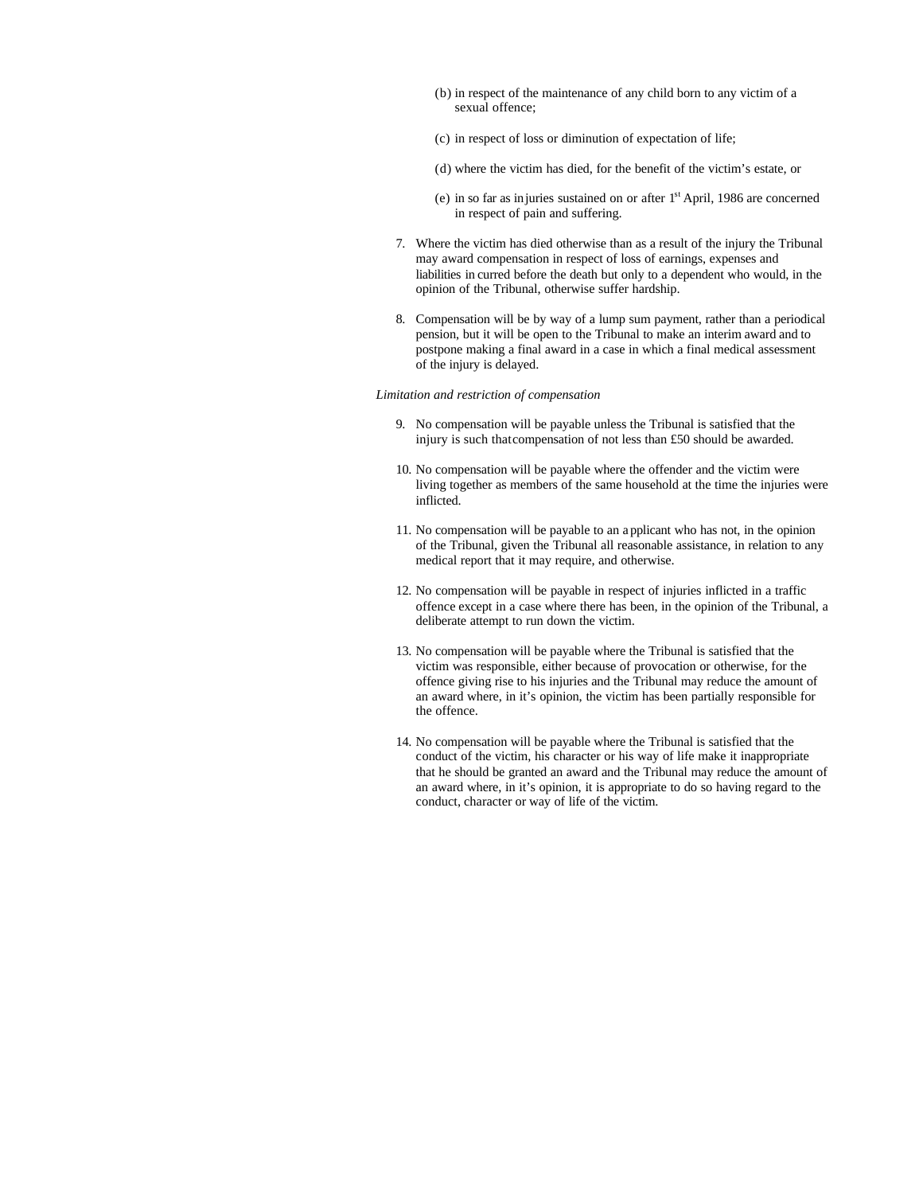(b) in respect of the maintenance of any child born to any victim of a sexual offence;

(c) in respect of loss or diminution of expectation of life;

(d) where the victim has died, for the benefit of the victim's estate, or

(e) in so far as injuries sustained on or after 1st April, 1986 are concerned in respect of pain and suffering.

7. Where the victim has died otherwise than as a result of the injury the Tribunal may award compensation in respect of loss of earnings, expenses and liabilities incurred before the death but only to a dependent who would, in the opinion of the Tribunal, otherwise suffer hardship.

8. Compensation will be by way of a lump sum payment, rather than a periodical pension, but it will be open to the Tribunal to make an interim award and to postpone making a final award in a case in which a final medical assessment of the injury is delayed.

*Limitation and restriction of compensation*

9. No compensation will be payable unless the Tribunal is satisfied that the injury is such that compensation of not less than £50 should be awarded.

10. No compensation will be payable where the offender and the victim were living together as members of the same household at the time the injuries were inflicted.

11. No compensation will be payable to an applicant who has not, in the opinion of the Tribunal, given the Tribunal all reasonable assistance, in relation to any medical report that it may require, and otherwise.

12. No compensation will be payable in respect of injuries inflicted in a traffic offence except in a case where there has been, in the opinion of the Tribunal, a deliberate attempt to run down the victim.

13. No compensation will be payable where the Tribunal is satisfied that the victim was responsible, either because of provocation or otherwise, for the offence giving rise to his injuries and the Tribunal may reduce the amount of an award where, in it's opinion, the victim has been partially responsible for the offence.

14. No compensation will be payable where the Tribunal is satisfied that the conduct of the victim, his character or his way of life make it inappropriate that he should be granted an award and the Tribunal may reduce the amount of an award where, in it's opinion, it is appropriate to do so having regard to the conduct, character or way of life of the victim.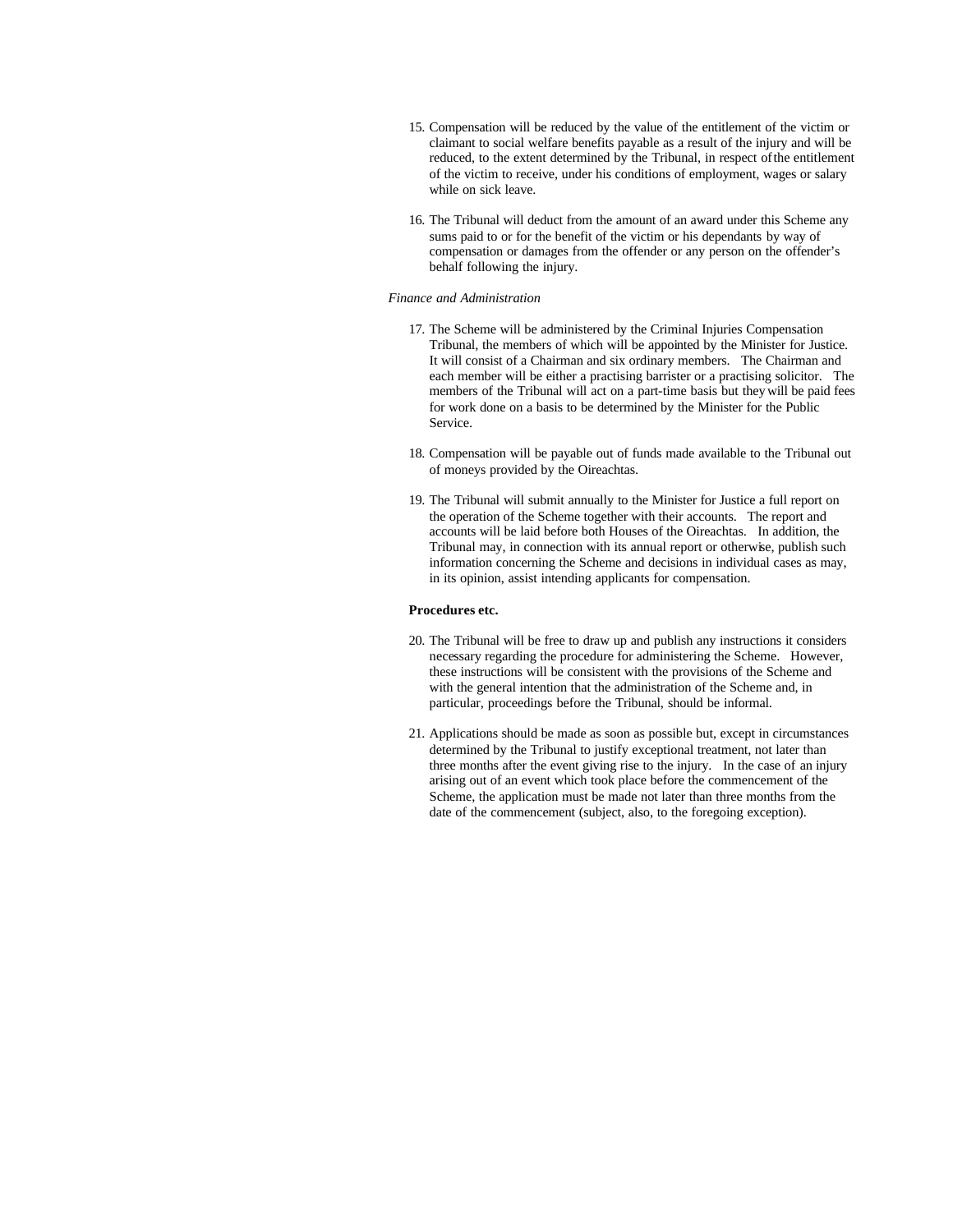15. Compensation will be reduced by the value of the entitlement of the victim or claimant to social welfare benefits payable as a result of the injury and will be reduced, to the extent determined by the Tribunal, in respect of the entitlement of the victim to receive, under his conditions of employment, wages or salary while on sick leave.

16. The Tribunal will deduct from the amount of an award under this Scheme any sums paid to or for the benefit of the victim or his dependants by way of compensation or damages from the offender or any person on the offender's behalf following the injury.

*Finance and Administration*

17. The Scheme will be administered by the Criminal Injuries Compensation Tribunal, the members of which will be appointed by the Minister for Justice. It will consist of a Chairman and six ordinary members. The Chairman and each member will be either a practising barrister or a practising solicitor. The members of the Tribunal will act on a part-time basis but they will be paid fees for work done on a basis to be determined by the Minister for the Public Service.

18. Compensation will be payable out of funds made available to the Tribunal out of moneys provided by the Oireachtas.

19. The Tribunal will submit annually to the Minister for Justice a full report on the operation of the Scheme together with their accounts. The report and accounts will be laid before both Houses of the Oireachtas. In addition, the Tribunal may, in connection with its annual report or otherwise, publish such information concerning the Scheme and decisions in individual cases as may, in its opinion, assist intending applicants for compensation.

**Procedures etc.**

20. The Tribunal will be free to draw up and publish any instructions it considers necessary regarding the procedure for administering the Scheme. However, these instructions will be consistent with the provisions of the Scheme and with the general intention that the administration of the Scheme and, in particular, proceedings before the Tribunal, should be informal.

21. Applications should be made as soon as possible but, except in circumstances determined by the Tribunal to justify exceptional treatment, not later than three months after the event giving rise to the injury. In the case of an injury arising out of an event which took place before the commencement of the Scheme, the application must be made not later than three months from the date of the commencement (subject, also, to the foregoing exception).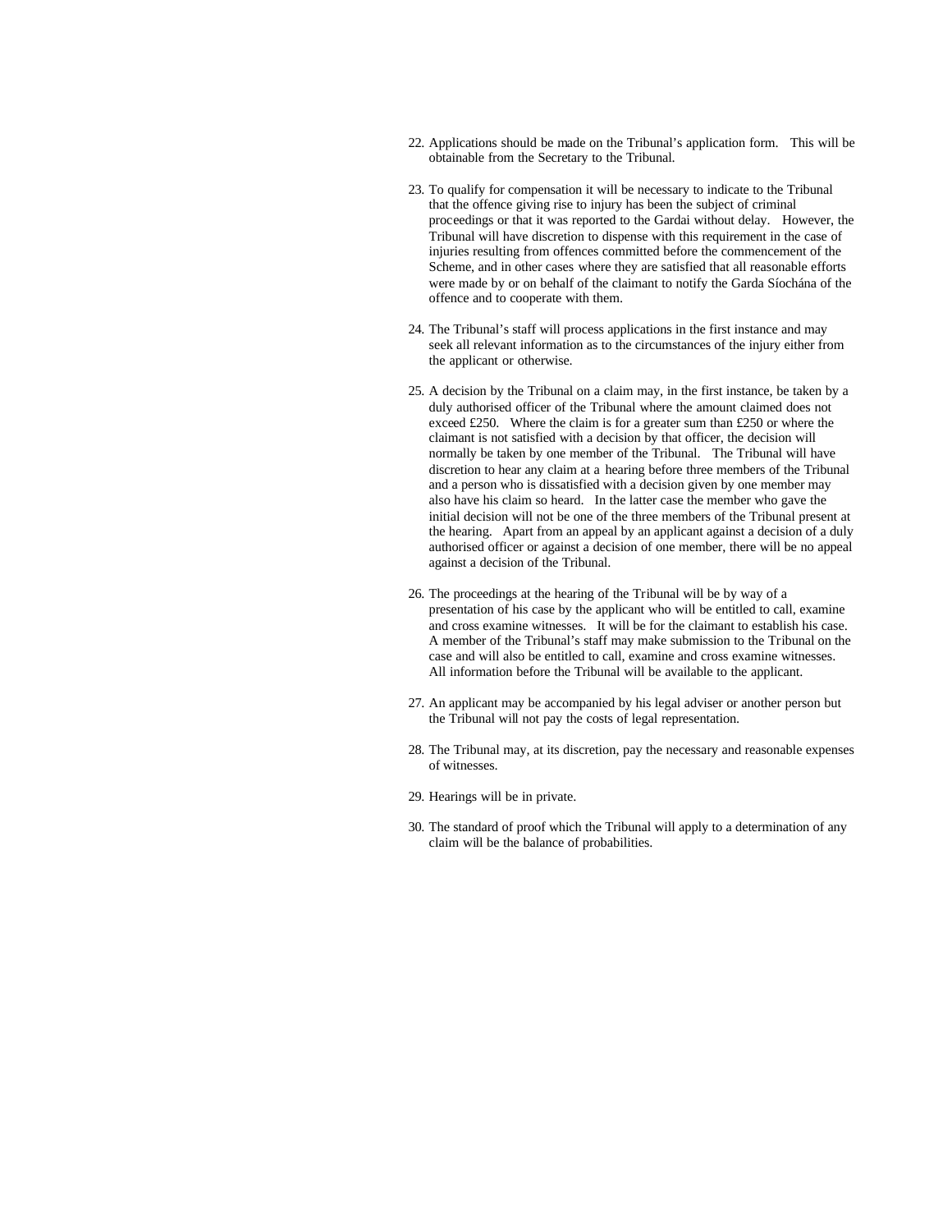22. Applications should be made on the Tribunal's application form. This will be obtainable from the Secretary to the Tribunal.

23. To qualify for compensation it will be necessary to indicate to the Tribunal that the offence giving rise to injury has been the subject of criminal proceedings or that it was reported to the Gardai without delay. However, the Tribunal will have discretion to dispense with this requirement in the case of injuries resulting from offences committed before the commencement of the Scheme, and in other cases where they are satisfied that all reasonable efforts were made by or on behalf of the claimant to notify the Garda Síochána of the offence and to cooperate with them.

24. The Tribunal's staff will process applications in the first instance and may seek all relevant information as to the circumstances of the injury either from the applicant or otherwise.

25. A decision by the Tribunal on a claim may, in the first instance, be taken by a duly authorised officer of the Tribunal where the amount claimed does not exceed £250. Where the claim is for a greater sum than £250 or where the claimant is not satisfied with a decision by that officer, the decision will normally be taken by one member of the Tribunal. The Tribunal will have discretion to hear any claim at a hearing before three members of the Tribunal and a person who is dissatisfied with a decision given by one member may also have his claim so heard. In the latter case the member who gave the initial decision will not be one of the three members of the Tribunal present at the hearing. Apart from an appeal by an applicant against a decision of a duly authorised officer or against a decision of one member, there will be no appeal against a decision of the Tribunal.

26. The proceedings at the hearing of the Tribunal will be by way of a presentation of his case by the applicant who will be entitled to call, examine and cross examine witnesses. It will be for the claimant to establish his case. A member of the Tribunal's staff may make submission to the Tribunal on the case and will also be entitled to call, examine and cross examine witnesses. All information before the Tribunal will be available to the applicant.

27. An applicant may be accompanied by his legal adviser or another person but the Tribunal will not pay the costs of legal representation.

28. The Tribunal may, at its discretion, pay the necessary and reasonable expenses of witnesses.

29. Hearings will be in private.

30. The standard of proof which the Tribunal will apply to a determination of any claim will be the balance of probabilities.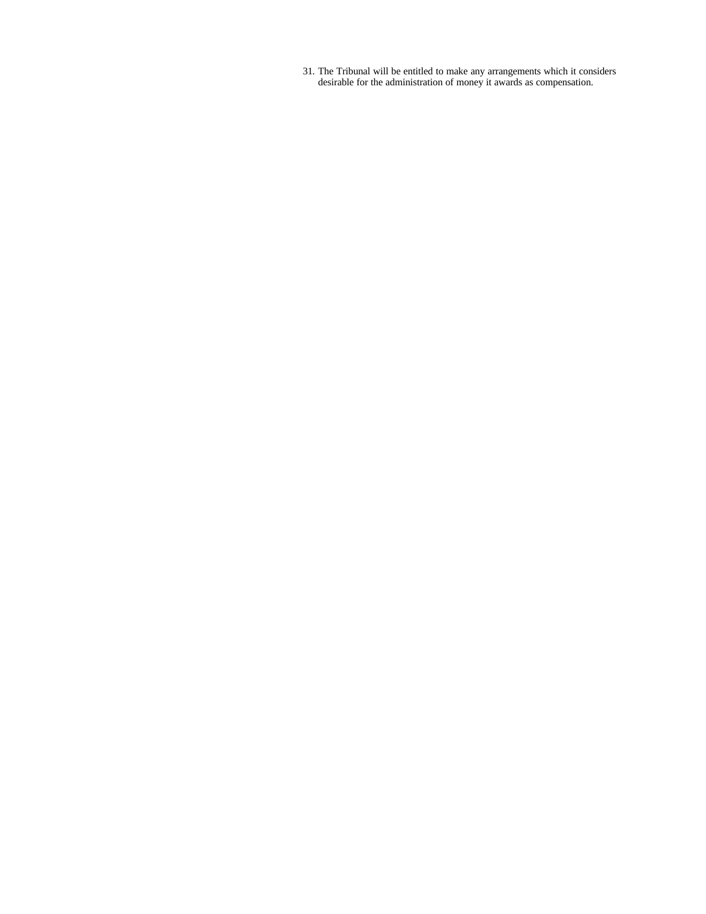31. The Tribunal will be entitled to make any arrangements which it considers desirable for the administration of money it awards as compensation.